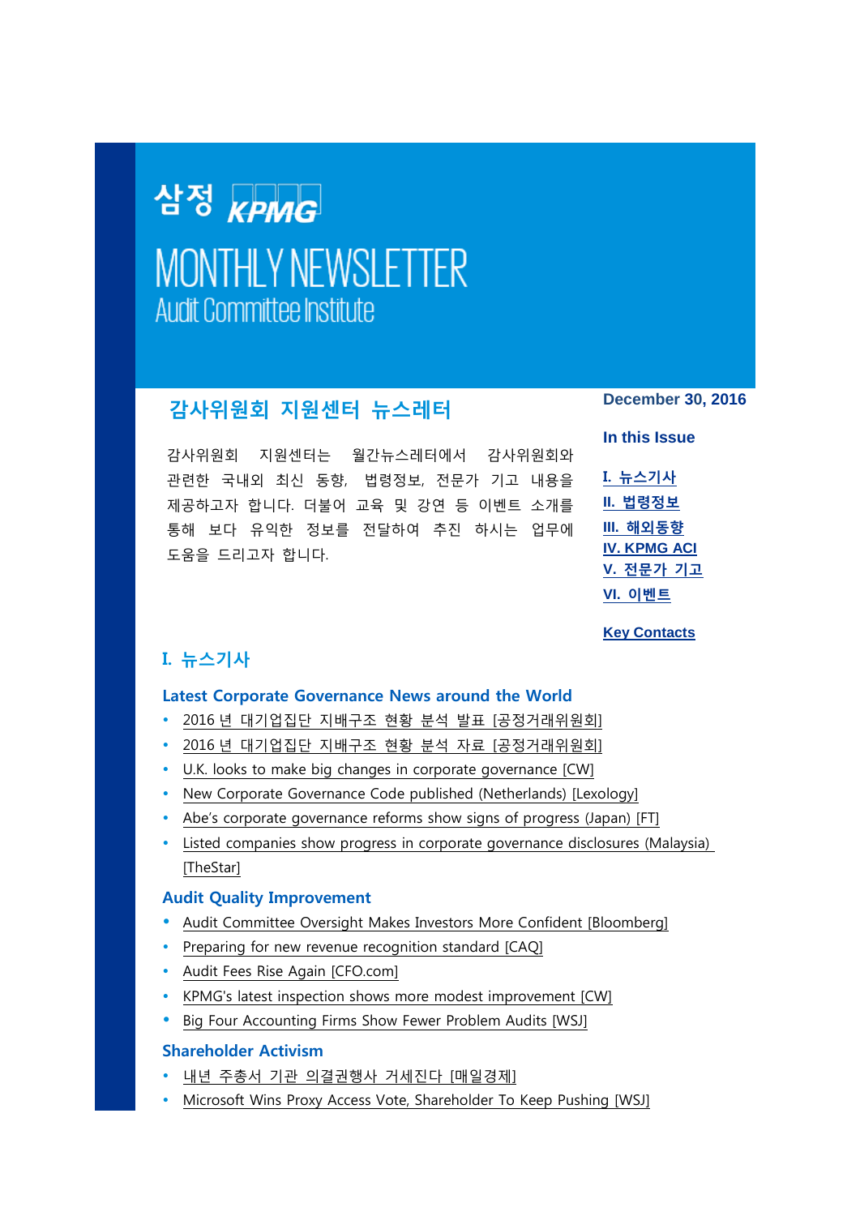삼정 KPMG

# MONTHLY NEWSLETTER
Audit Committee Institute

## 감사위원회 지원센터 뉴스레터

December 30, 2016

감사위원회 지원센터는 월간뉴스레터에서 감사위원회와 관련한 국내외 최신 동향, 법령정보, 전문가 기고 내용을 제공하고자 합니다. 더불어 교육 및 강연 등 이벤트 소개를 통해 보다 유익한 정보를 전달하여 추진 하시는 업무에 도움을 드리고자 합니다.

**In this Issue**

- I. 뉴스기사
- II. 법령정보
- III. 해외동향
- IV. KPMG ACI
- V. 전문가 기고
- VI. 이벤트

Key Contacts

## I. 뉴스기사

### Latest Corporate Governance News around the World

- 2016 년 대기업집단 지배구조 현황 분석 발표 [공정거래위원회]
- 2016 년 대기업집단 지배구조 현황 분석 자료 [공정거래위원회]
- U.K. looks to make big changes in corporate governance [CW]
- New Corporate Governance Code published (Netherlands) [Lexology]
- Abe's corporate governance reforms show signs of progress (Japan) [FT]
- Listed companies show progress in corporate governance disclosures (Malaysia) [TheStar]

### Audit Quality Improvement

- Audit Committee Oversight Makes Investors More Confident [Bloomberg]
- Preparing for new revenue recognition standard [CAQ]
- Audit Fees Rise Again [CFO.com]
- KPMG's latest inspection shows more modest improvement [CW]
- Big Four Accounting Firms Show Fewer Problem Audits [WSJ]

### Shareholder Activism

- 내년 주총서 기관 의결권행사 거세진다 [매일경제]
- Microsoft Wins Proxy Access Vote, Shareholder To Keep Pushing [WSJ]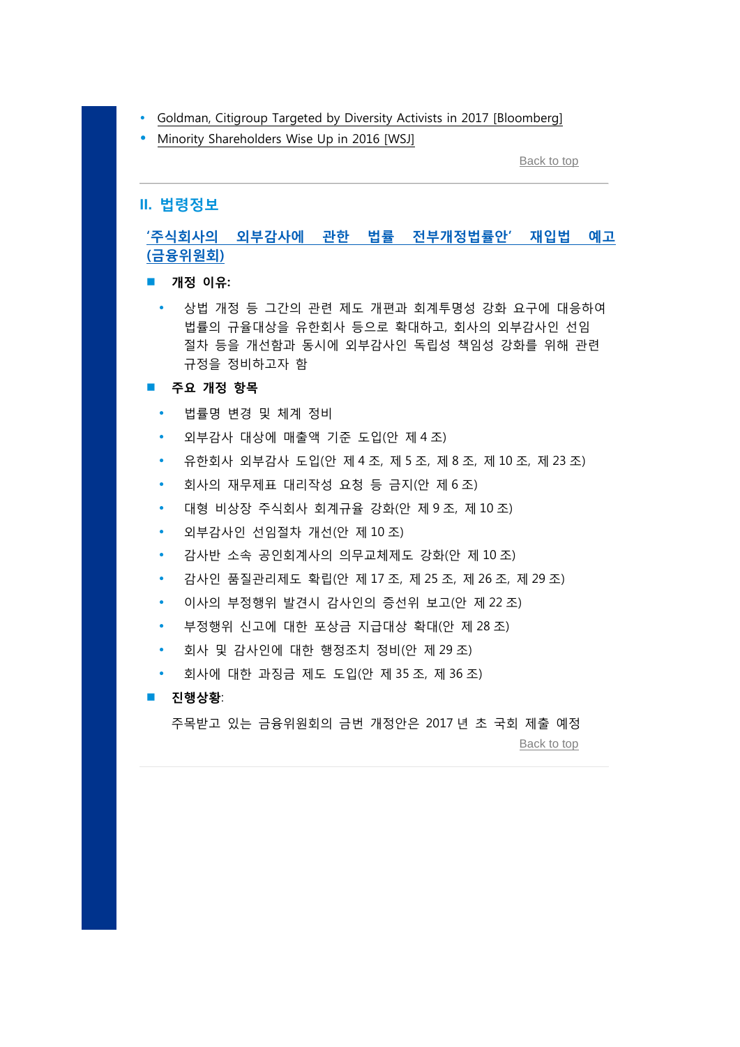- Goldman, Citigroup Targeted by Diversity Activists in 2017 [Bloomberg]
- Minority Shareholders Wise Up in 2016 [WSJ]

Back to top

## II. 법령정보

### '주식회사의 외부감사에 관한 법률 전부개정법률안' 재입법 예고 (금융위원회)

- **개정 이유:**
  - 상법 개정 등 그간의 관련 제도 개편과 회계투명성 강화 요구에 대응하여 법률의 규율대상을 유한회사 등으로 확대하고, 회사의 외부감사인 선임 절차 등을 개선함과 동시에 외부감사인 독립성 책임성 강화를 위해 관련 규정을 정비하고자 함
- **주요 개정 항목**
  - 법률명 변경 및 체계 정비
  - 외부감사 대상에 매출액 기준 도입(안 제 4 조)
  - 유한회사 외부감사 도입(안 제 4 조, 제 5 조, 제 8 조, 제 10 조, 제 23 조)
  - 회사의 재무제표 대리작성 요청 등 금지(안 제 6 조)
  - 대형 비상장 주식회사 회계규율 강화(안 제 9 조, 제 10 조)
  - 외부감사인 선임절차 개선(안 제 10 조)
  - 감사반 소속 공인회계사의 의무교체제도 강화(안 제 10 조)
  - 감사인 품질관리제도 확립(안 제 17 조, 제 25 조, 제 26 조, 제 29 조)
  - 이사의 부정행위 발견시 감사인의 증선위 보고(안 제 22 조)
  - 부정행위 신고에 대한 포상금 지급대상 확대(안 제 28 조)
  - 회사 및 감사인에 대한 행정조치 정비(안 제 29 조)
  - 회사에 대한 과징금 제도 도입(안 제 35 조, 제 36 조)
- **진행상황**:

  주목받고 있는 금융위원회의 금번 개정안은 2017 년 초 국회 제출 예정

Back to top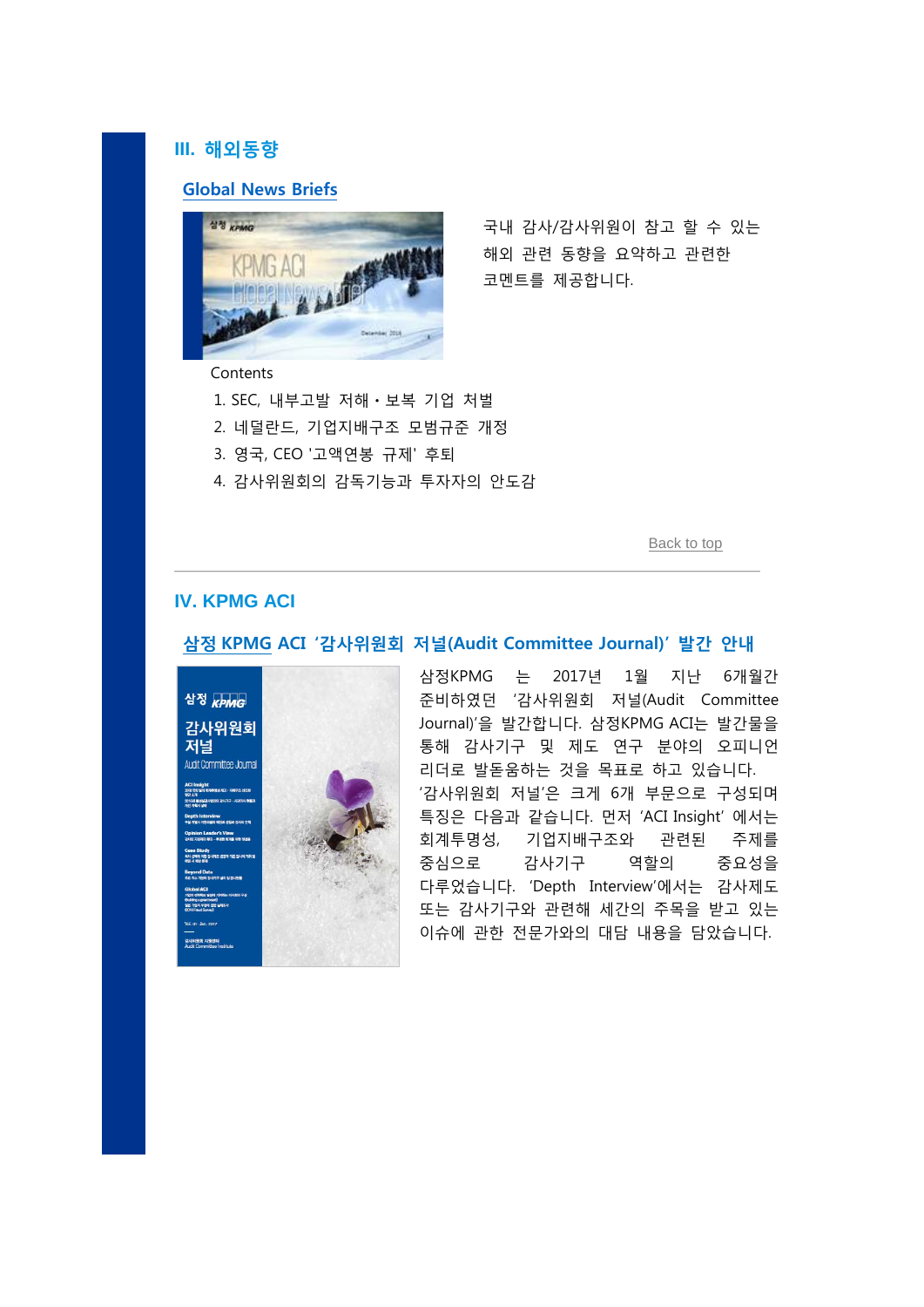## III. 해외동향

### Global News Briefs

국내 감사/감사위원이 참고 할 수 있는 해외 관련 동향을 요약하고 관련한 코멘트를 제공합니다.

Contents

1. SEC, 내부고발 저해·보복 기업 처벌
2. 네덜란드, 기업지배구조 모범규준 개정
3. 영국, CEO '고액연봉 규제' 후퇴
4. 감사위원회의 감독기능과 투자자의 안도감

Back to top

---

## IV. KPMG ACI

### 삼정 KPMG ACI '감사위원회 저널(Audit Committee Journal)' 발간 안내

삼정KPMG 는 2017년 1월 지난 6개월간 준비하였던 '감사위원회 저널(Audit Committee Journal)'을 발간합니다. 삼정KPMG ACI는 발간물을 통해 감사기구 및 제도 연구 분야의 오피니언 리더로 발돋움하는 것을 목표로 하고 있습니다. '감사위원회 저널'은 크게 6개 부문으로 구성되며 특징은 다음과 같습니다. 먼저 'ACI Insight' 에서는 회계투명성, 기업지배구조와 관련된 주제를 중심으로 감사기구 역할의 중요성을 다루었습니다. 'Depth Interview'에서는 감사제도 또는 감사기구와 관련해 세간의 주목을 받고 있는 이슈에 관한 전문가와의 대담 내용을 담았습니다.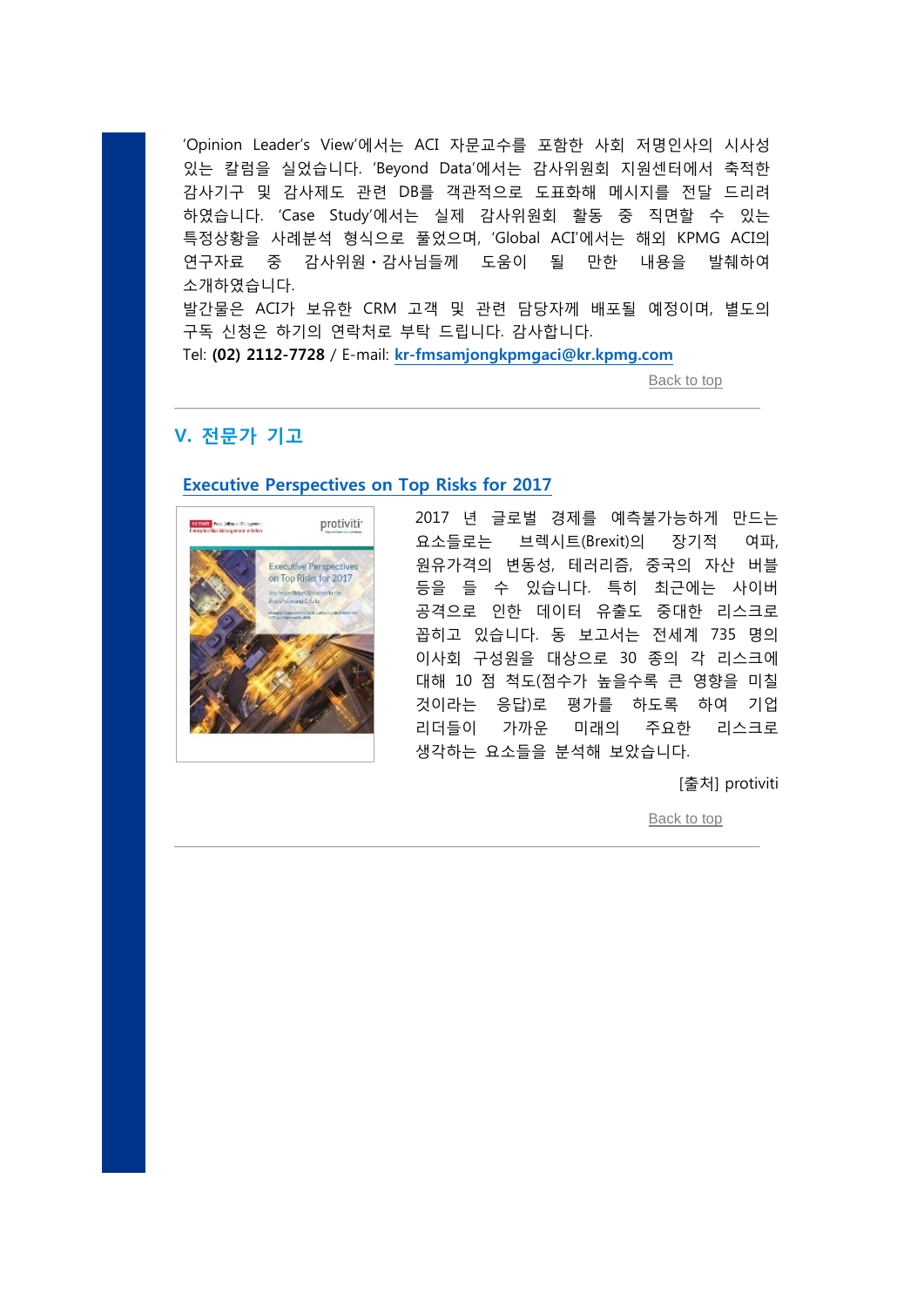'Opinion Leader's View'에서는 ACI 자문교수를 포함한 사회 저명인사의 시사성 있는 칼럼을 실었습니다. 'Beyond Data'에서는 감사위원회 지원센터에서 축적한 감사기구 및 감사제도 관련 DB를 객관적으로 도표화해 메시지를 전달 드리려 하였습니다. 'Case Study'에서는 실제 감사위원회 활동 중 직면할 수 있는 특정상황을 사례분석 형식으로 풀었으며, 'Global ACI'에서는 해외 KPMG ACI의 연구자료 중 감사위원・감사님들께 도움이 될 만한 내용을 발췌하여 소개하였습니다.

발간물은 ACI가 보유한 CRM 고객 및 관련 담당자께 배포될 예정이며, 별도의 구독 신청은 하기의 연락처로 부탁 드립니다. 감사합니다.

Tel: **(02) 2112-7728** / E-mail: **kr-fmsamjongkpmgaci@kr.kpmg.com**

Back to top

## V. 전문가 기고

### Executive Perspectives on Top Risks for 2017

2017 년 글로벌 경제를 예측불가능하게 만드는 요소들로는 브렉시트(Brexit)의 장기적 여파, 원유가격의 변동성, 테러리즘, 중국의 자산 버블 등을 들 수 있습니다. 특히 최근에는 사이버 공격으로 인한 데이터 유출도 중대한 리스크로 꼽히고 있습니다. 동 보고서는 전세계 735 명의 이사회 구성원을 대상으로 30 종의 각 리스크에 대해 10 점 척도(점수가 높을수록 큰 영향을 미칠 것이라는 응답)로 평가를 하도록 하여 기업 리더들이 가까운 미래의 주요한 리스크로 생각하는 요소들을 분석해 보았습니다.

[출처] protiviti

Back to top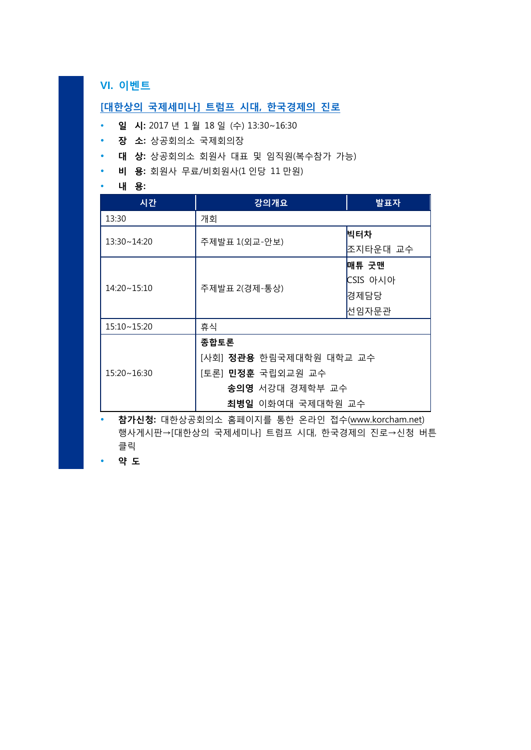## VI. 이벤트

### [대한상의 국제세미나] 트럼프 시대, 한국경제의 진로

- **일 시:** 2017 년 1 월 18 일 (수) 13:30~16:30
- **장 소:** 상공회의소 국제회의장
- **대 상:** 상공회의소 회원사 대표 및 임직원(복수참가 가능)
- **비 용:** 회원사 무료/비회원사(1 인당 11 만원)
- **내 용:**

| 시간 | 강의개요 | 발표자 |
|---|---|---|
| 13:30 | 개회 | |
| 13:30~14:20 | 주제발표 1(외교-안보) | **빅터차** 조지타운대 교수 |
| 14:20~15:10 | 주제발표 2(경제-통상) | **매튜 굿맨** CSIS 아시아 경제담당 선임자문관 |
| 15:10~15:20 | 휴식 | |
| 15:20~16:30 | **종합토론**<br>[사회] **정관용** 한림국제대학원 대학교 교수<br>[토론] **민정훈** 국립외교원 교수<br>**송의영** 서강대 경제학부 교수<br>**최병일** 이화여대 국제대학원 교수 | |

- **참가신청:** 대한상공회의소 홈페이지를 통한 온라인 접수(www.korcham.net) 행사게시판→[대한상의 국제세미나] 트럼프 시대, 한국경제의 진로→신청 버튼 클릭
- **약 도**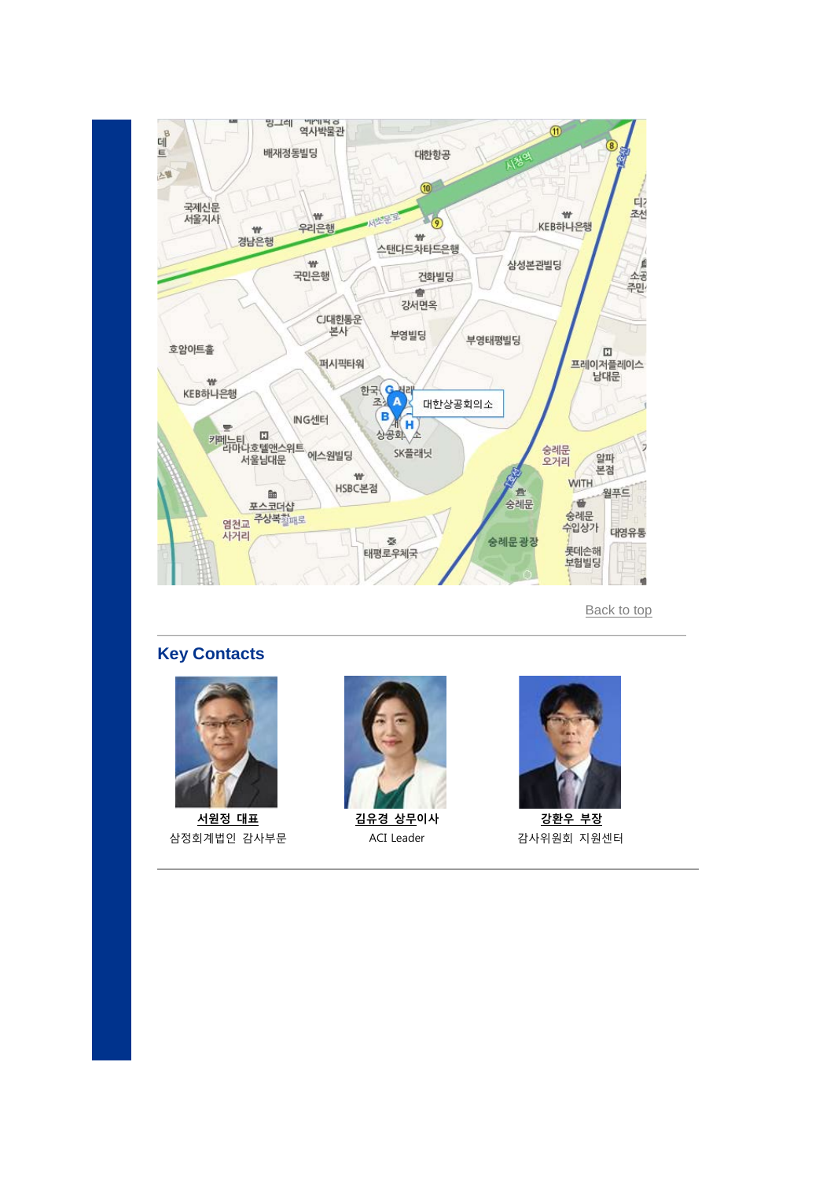Back to top

## Key Contacts

**서원정 대표**
삼정회계법인 감사부문

**김유경 상무이사**
ACI Leader

**강환우 부장**
감사위원회 지원센터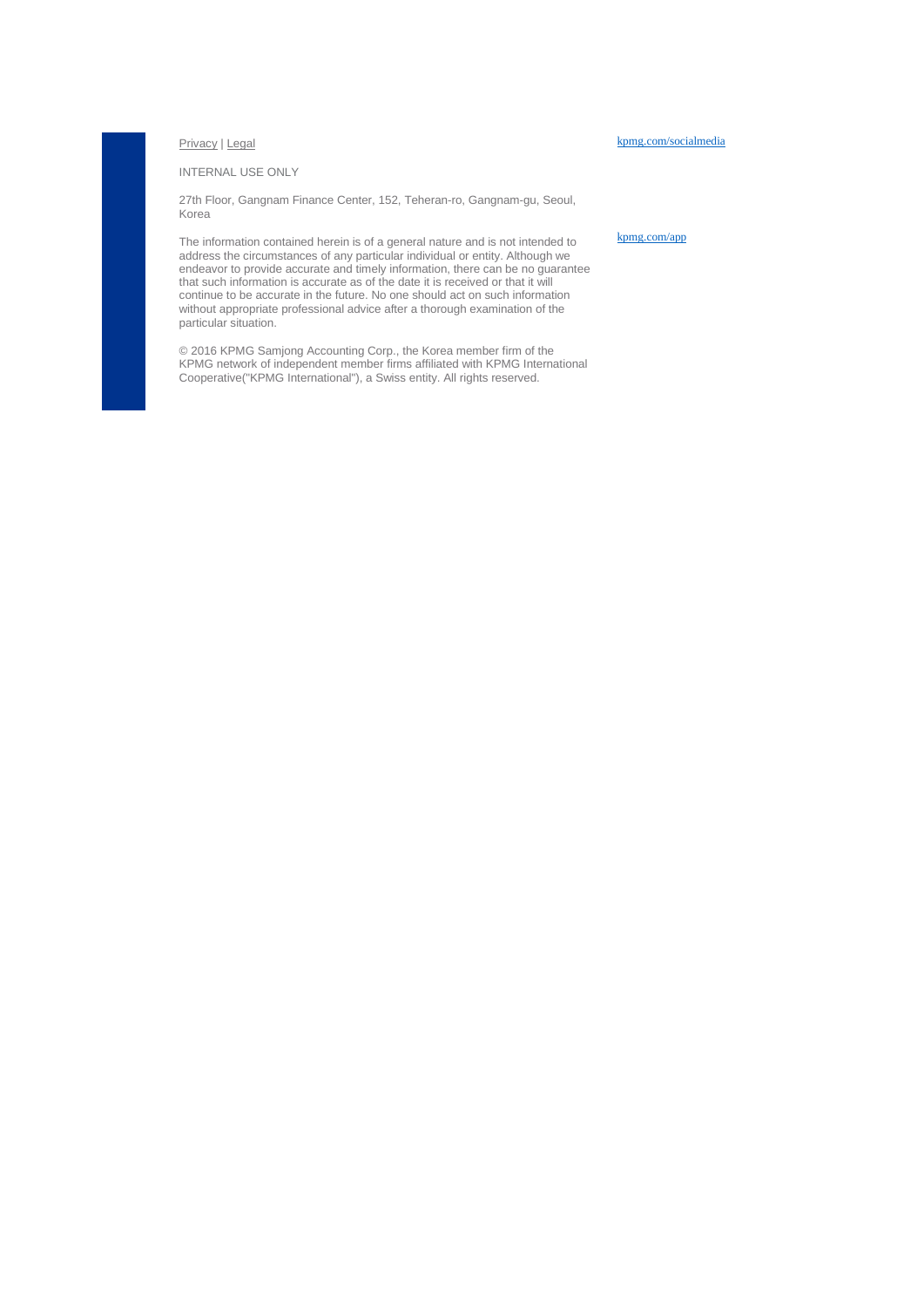Privacy | Legal

INTERNAL USE ONLY

27th Floor, Gangnam Finance Center, 152, Teheran-ro, Gangnam-gu, Seoul, Korea

The information contained herein is of a general nature and is not intended to address the circumstances of any particular individual or entity. Although we endeavor to provide accurate and timely information, there can be no guarantee that such information is accurate as of the date it is received or that it will continue to be accurate in the future. No one should act on such information without appropriate professional advice after a thorough examination of the particular situation.

© 2016 KPMG Samjong Accounting Corp., the Korea member firm of the KPMG network of independent member firms affiliated with KPMG International Cooperative("KPMG International"), a Swiss entity. All rights reserved.

kpmg.com/socialmedia

kpmg.com/app